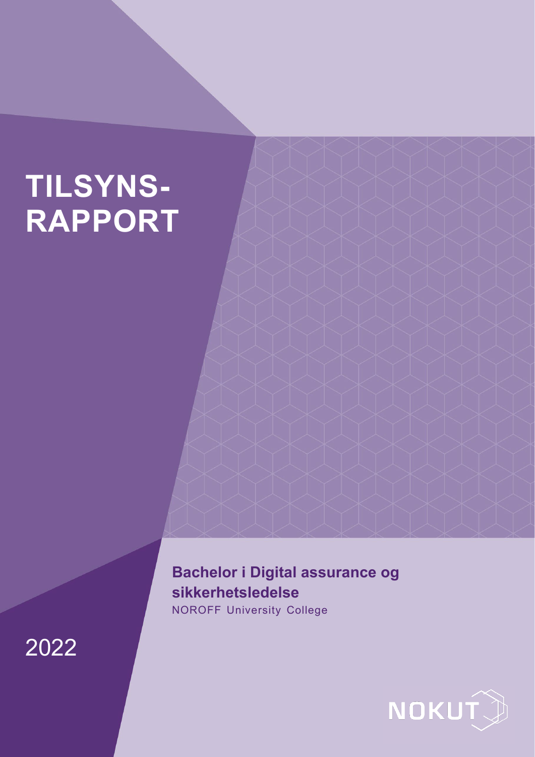# TILSYNS-RAPPORT

**Bachelor i Digital assurance og sikkerhetsledelse**

NOROFF University College

2022

NOKUT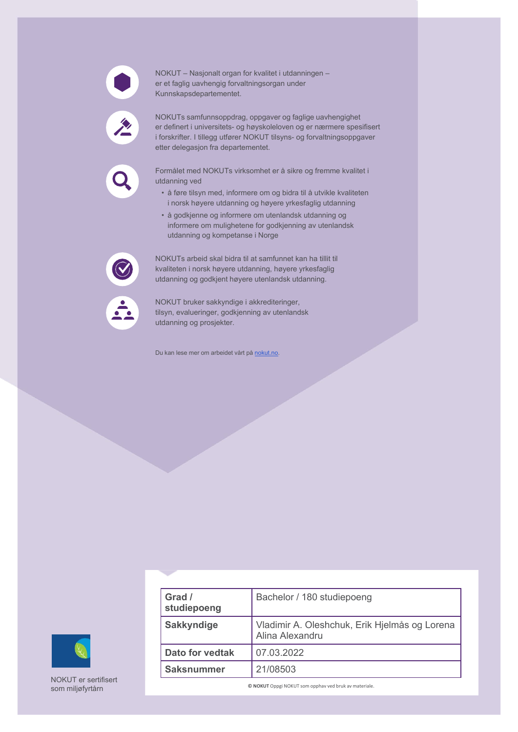NOKUT – Nasjonalt organ for kvalitet i utdanningen – er et faglig uavhengig forvaltningsorgan under Kunnskapsdepartementet.

NOKUTs samfunnsoppdrag, oppgaver og faglige uavhengighet er definert i universitets- og høyskoleloven og er nærmere spesifisert i forskrifter. I tillegg utfører NOKUT tilsyns- og forvaltningsoppgaver etter delegasjon fra departementet.

Formålet med NOKUTs virksomhet er å sikre og fremme kvalitet i utdanning ved

- å føre tilsyn med, informere om og bidra til å utvikle kvaliteten i norsk høyere utdanning og høyere yrkesfaglig utdanning
- å godkjenne og informere om utenlandsk utdanning og informere om mulighetene for godkjenning av utenlandsk utdanning og kompetanse i Norge

NOKUTs arbeid skal bidra til at samfunnet kan ha tillit til kvaliteten i norsk høyere utdanning, høyere yrkesfaglig utdanning og godkjent høyere utenlandsk utdanning.

NOKUT bruker sakkyndige i akkrediteringer, tilsyn, evalueringer, godkjenning av utenlandsk utdanning og prosjekter.

Du kan lese mer om arbeidet vårt på [nokut.no](https://www.nokut.no).

| | |
|---|---|
| **Grad / studiepoeng** | Bachelor / 180 studiepoeng |
| **Sakkyndige** | Vladimir A. Oleshchuk, Erik Hjelmås og Lorena Alina Alexandru |
| **Dato for vedtak** | 07.03.2022 |
| **Saksnummer** | 21/08503 |

© **NOKUT** Oppgi NOKUT som opphav ved bruk av materiale.

NOKUT er sertifisert som miljøfyrtårn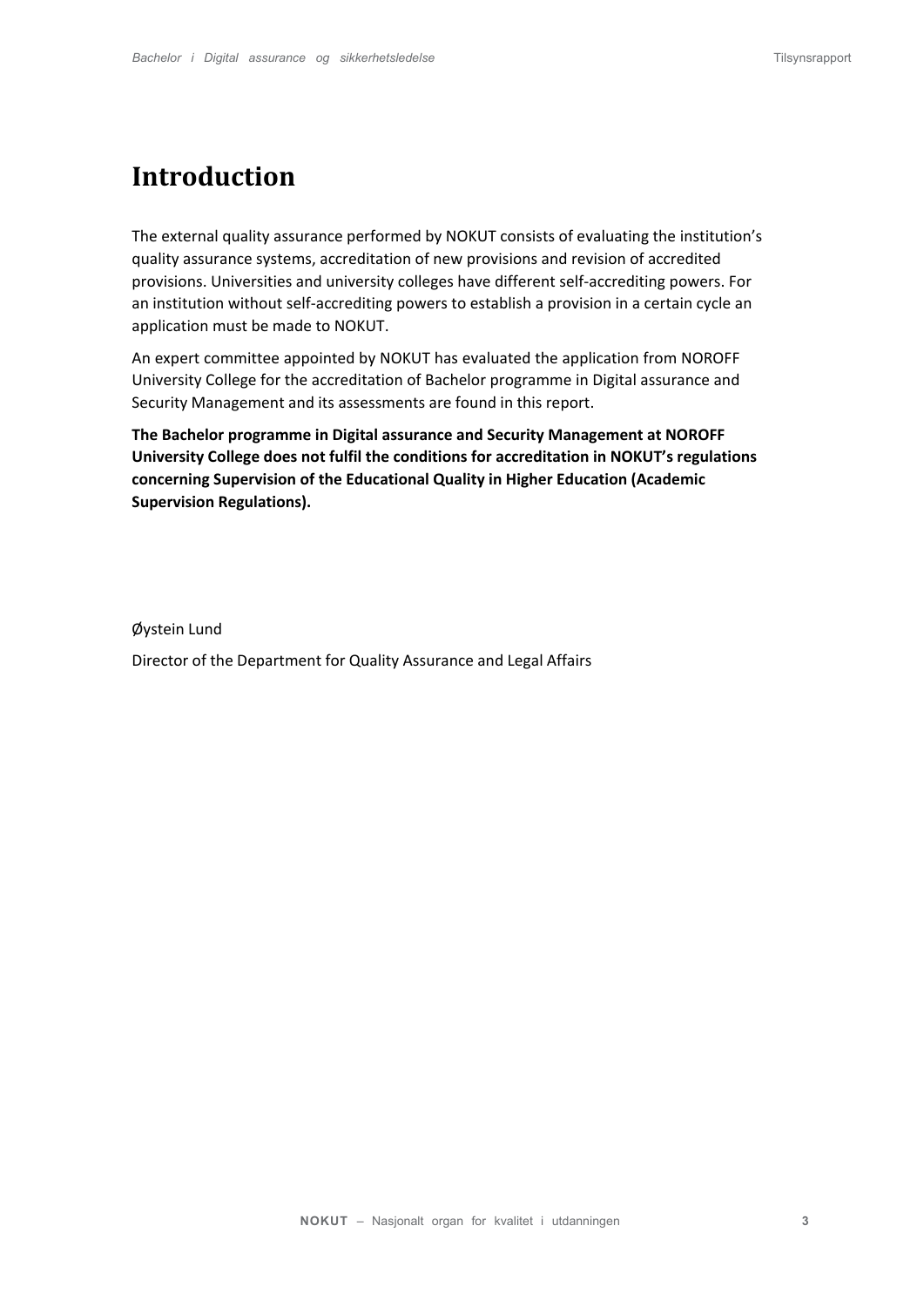# Introduction

The external quality assurance performed by NOKUT consists of evaluating the institution's quality assurance systems, accreditation of new provisions and revision of accredited provisions. Universities and university colleges have different self-accrediting powers. For an institution without self-accrediting powers to establish a provision in a certain cycle an application must be made to NOKUT.

An expert committee appointed by NOKUT has evaluated the application from NOROFF University College for the accreditation of Bachelor programme in Digital assurance and Security Management and its assessments are found in this report.

**The Bachelor programme in Digital assurance and Security Management at NOROFF University College does not fulfil the conditions for accreditation in NOKUT's regulations concerning Supervision of the Educational Quality in Higher Education (Academic Supervision Regulations).**

Øystein Lund

Director of the Department for Quality Assurance and Legal Affairs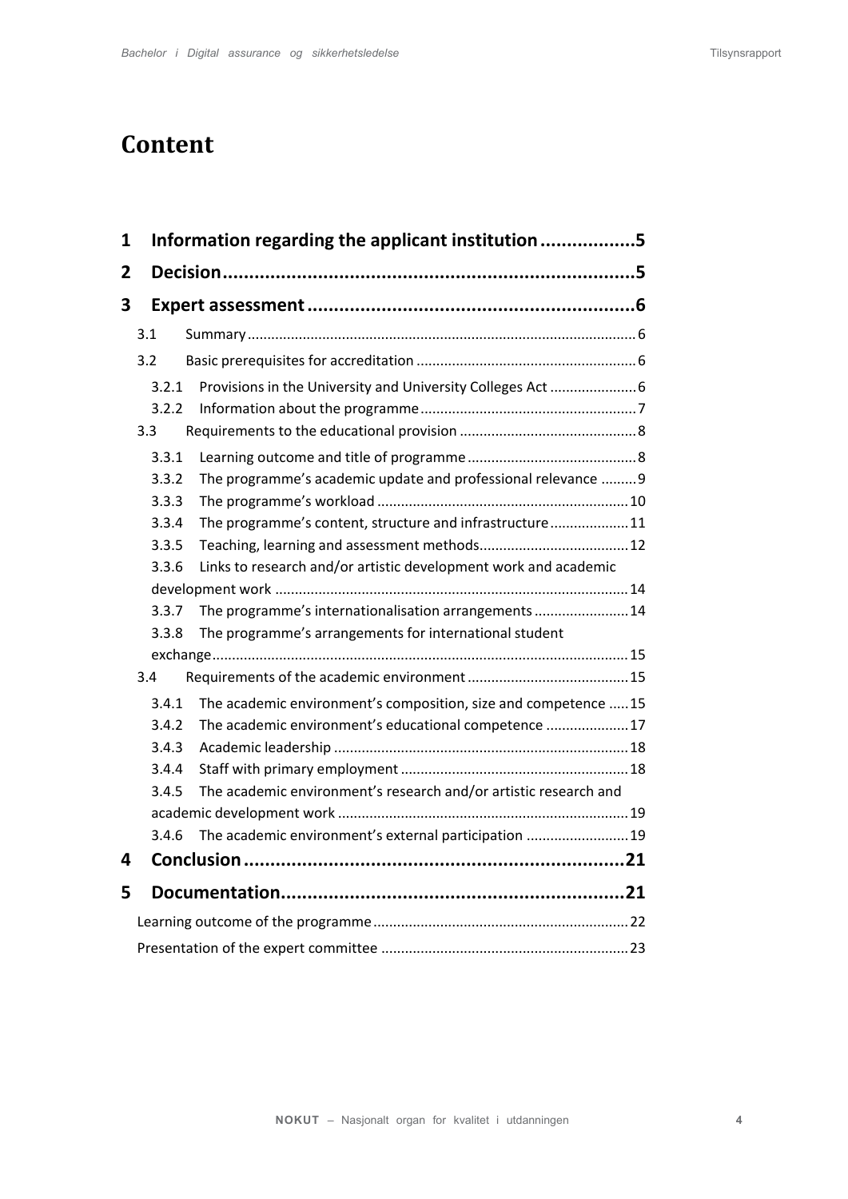# Content

- **1 Information regarding the applicant institution .................. 5**
- **2 Decision .......................................................................... 5**
- **3 Expert assessment ............................................................ 6**
  - 3.1 Summary ............................................................................................ 6
  - 3.2 Basic prerequisites for accreditation ....................................................... 6
    - 3.2.1 Provisions in the University and University Colleges Act ..................... 6
    - 3.2.2 Information about the programme ...................................................... 7
  - 3.3 Requirements to the educational provision ............................................ 8
    - 3.3.1 Learning outcome and title of programme .......................................... 8
    - 3.3.2 The programme's academic update and professional relevance ......... 9
    - 3.3.3 The programme's workload ............................................................. 10
    - 3.3.4 The programme's content, structure and infrastructure .................... 11
    - 3.3.5 Teaching, learning and assessment methods...................................... 12
    - 3.3.6 Links to research and/or artistic development work and academic development work ............................................................................. 14
    - 3.3.7 The programme's internationalisation arrangements ........................ 14
    - 3.3.8 The programme's arrangements for international student exchange........................................................................................... 15
  - 3.4 Requirements of the academic environment ......................................... 15
    - 3.4.1 The academic environment's composition, size and competence ..... 15
    - 3.4.2 The academic environment's educational competence ..................... 17
    - 3.4.3 Academic leadership ........................................................................ 18
    - 3.4.4 Staff with primary employment ......................................................... 18
    - 3.4.5 The academic environment's research and/or artistic research and academic development work ......................................................................... 19
    - 3.4.6 The academic environment's external participation .......................... 19
- **4 Conclusion ....................................................................... 21**
- **5 Documentation................................................................. 21**
  - Learning outcome of the programme ................................................................ 22
  - Presentation of the expert committee .............................................................. 23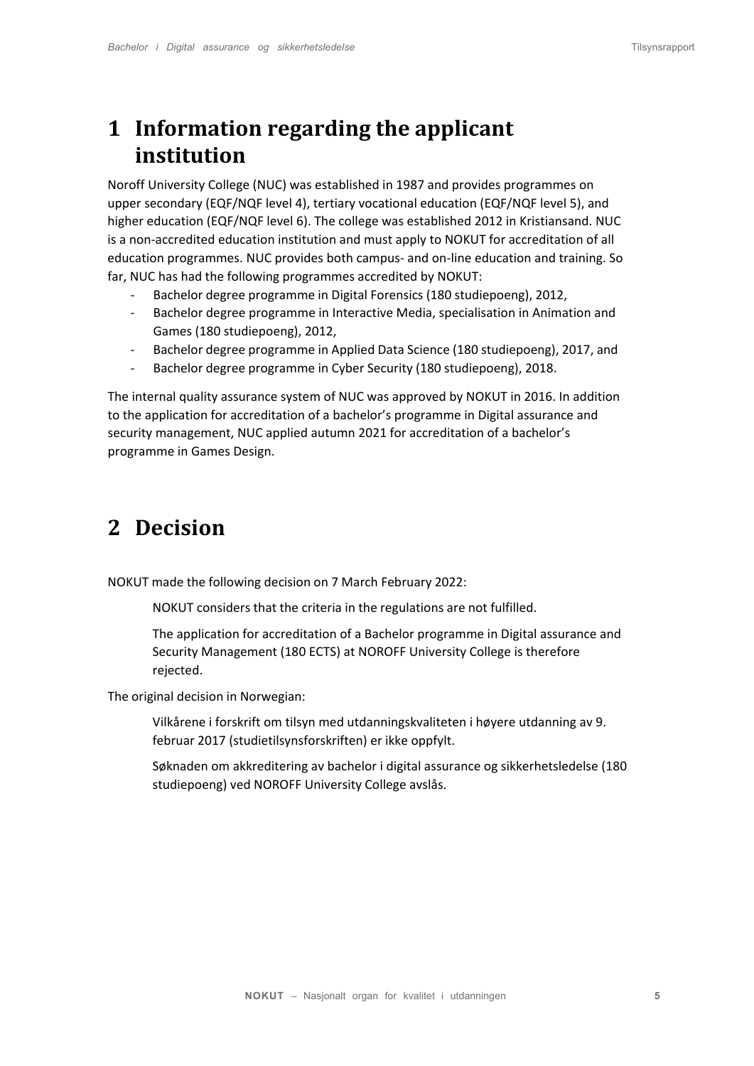# 1 Information regarding the applicant institution

Noroff University College (NUC) was established in 1987 and provides programmes on upper secondary (EQF/NQF level 4), tertiary vocational education (EQF/NQF level 5), and higher education (EQF/NQF level 6). The college was established 2012 in Kristiansand. NUC is a non-accredited education institution and must apply to NOKUT for accreditation of all education programmes. NUC provides both campus- and on-line education and training. So far, NUC has had the following programmes accredited by NOKUT:

- Bachelor degree programme in Digital Forensics (180 studiepoeng), 2012,
- Bachelor degree programme in Interactive Media, specialisation in Animation and Games (180 studiepoeng), 2012,
- Bachelor degree programme in Applied Data Science (180 studiepoeng), 2017, and
- Bachelor degree programme in Cyber Security (180 studiepoeng), 2018.

The internal quality assurance system of NUC was approved by NOKUT in 2016. In addition to the application for accreditation of a bachelor's programme in Digital assurance and security management, NUC applied autumn 2021 for accreditation of a bachelor's programme in Games Design.

# 2 Decision

NOKUT made the following decision on 7 March February 2022:

> NOKUT considers that the criteria in the regulations are not fulfilled.
>
> The application for accreditation of a Bachelor programme in Digital assurance and Security Management (180 ECTS) at NOROFF University College is therefore rejected.

The original decision in Norwegian:

> Vilkårene i forskrift om tilsyn med utdanningskvaliteten i høyere utdanning av 9. februar 2017 (studietilsynsforskriften) er ikke oppfylt.
>
> Søknaden om akkreditering av bachelor i digital assurance og sikkerhetsledelse (180 studiepoeng) ved NOROFF University College avslås.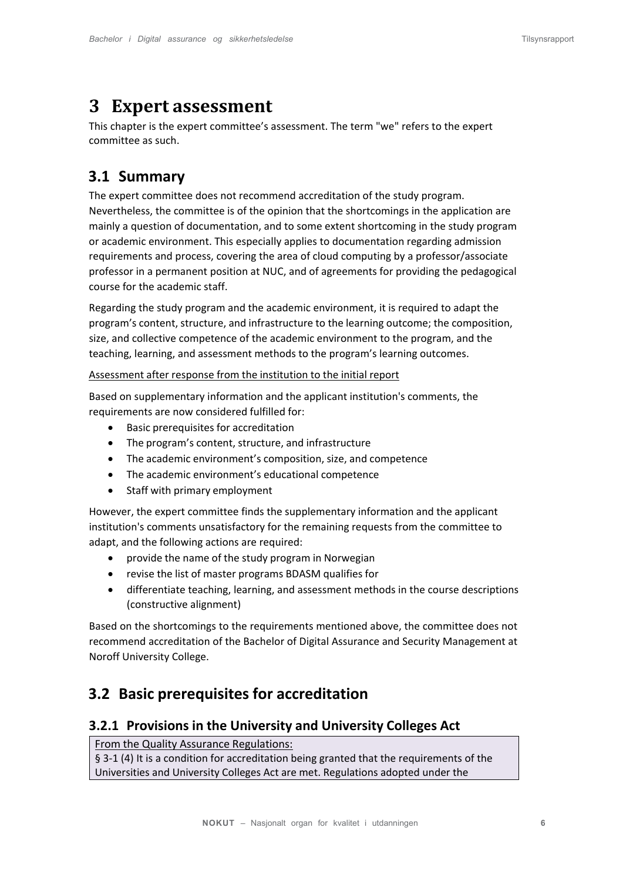# 3 Expert assessment

This chapter is the expert committee's assessment. The term "we" refers to the expert committee as such.

## 3.1 Summary

The expert committee does not recommend accreditation of the study program. Nevertheless, the committee is of the opinion that the shortcomings in the application are mainly a question of documentation, and to some extent shortcoming in the study program or academic environment. This especially applies to documentation regarding admission requirements and process, covering the area of cloud computing by a professor/associate professor in a permanent position at NUC, and of agreements for providing the pedagogical course for the academic staff.

Regarding the study program and the academic environment, it is required to adapt the program's content, structure, and infrastructure to the learning outcome; the composition, size, and collective competence of the academic environment to the program, and the teaching, learning, and assessment methods to the program's learning outcomes.

<u>Assessment after response from the institution to the initial report</u>

Based on supplementary information and the applicant institution's comments, the requirements are now considered fulfilled for:

- Basic prerequisites for accreditation
- The program's content, structure, and infrastructure
- The academic environment's composition, size, and competence
- The academic environment's educational competence
- Staff with primary employment

However, the expert committee finds the supplementary information and the applicant institution's comments unsatisfactory for the remaining requests from the committee to adapt, and the following actions are required:

- provide the name of the study program in Norwegian
- revise the list of master programs BDASM qualifies for
- differentiate teaching, learning, and assessment methods in the course descriptions (constructive alignment)

Based on the shortcomings to the requirements mentioned above, the committee does not recommend accreditation of the Bachelor of Digital Assurance and Security Management at Noroff University College.

## 3.2 Basic prerequisites for accreditation

### 3.2.1 Provisions in the University and University Colleges Act

<u>From the Quality Assurance Regulations:</u>
§ 3-1 (4) It is a condition for accreditation being granted that the requirements of the Universities and University Colleges Act are met. Regulations adopted under the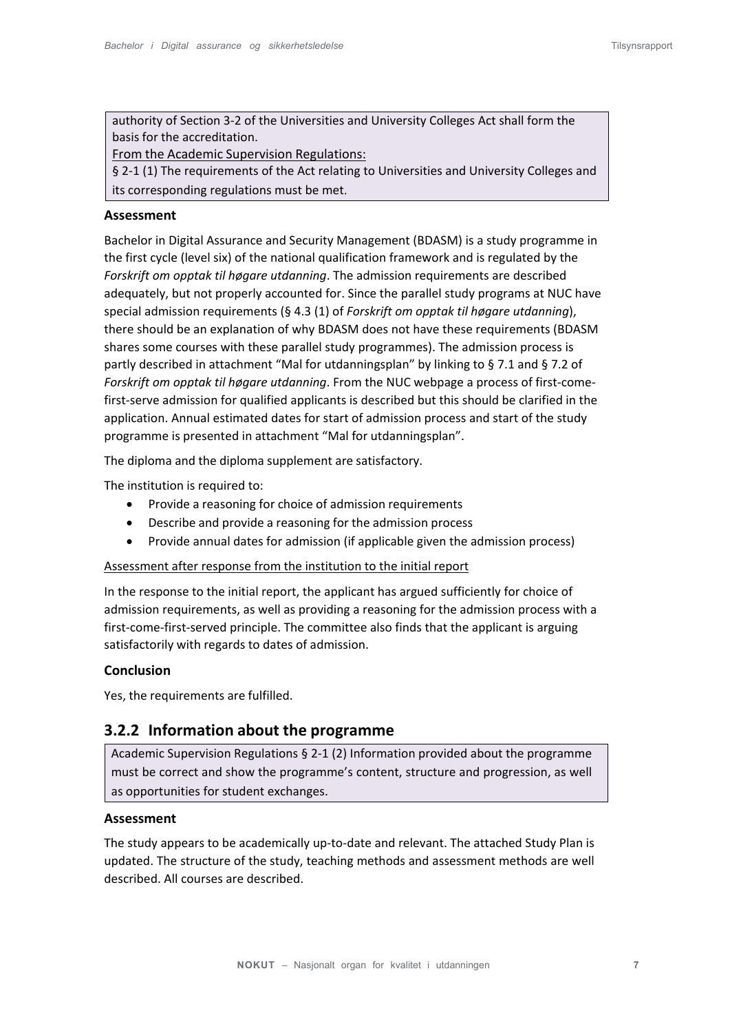authority of Section 3-2 of the Universities and University Colleges Act shall form the basis for the accreditation.

From the Academic Supervision Regulations:

§ 2-1 (1) The requirements of the Act relating to Universities and University Colleges and its corresponding regulations must be met.

**Assessment**

Bachelor in Digital Assurance and Security Management (BDASM) is a study programme in the first cycle (level six) of the national qualification framework and is regulated by the *Forskrift om opptak til høgare utdanning*. The admission requirements are described adequately, but not properly accounted for. Since the parallel study programs at NUC have special admission requirements (§ 4.3 (1) of *Forskrift om opptak til høgare utdanning*), there should be an explanation of why BDASM does not have these requirements (BDASM shares some courses with these parallel study programmes). The admission process is partly described in attachment "Mal for utdanningsplan" by linking to § 7.1 and § 7.2 of *Forskrift om opptak til høgare utdanning*. From the NUC webpage a process of first-come-first-serve admission for qualified applicants is described but this should be clarified in the application. Annual estimated dates for start of admission process and start of the study programme is presented in attachment "Mal for utdanningsplan".

The diploma and the diploma supplement are satisfactory.

The institution is required to:

- Provide a reasoning for choice of admission requirements
- Describe and provide a reasoning for the admission process
- Provide annual dates for admission (if applicable given the admission process)

Assessment after response from the institution to the initial report

In the response to the initial report, the applicant has argued sufficiently for choice of admission requirements, as well as providing a reasoning for the admission process with a first-come-first-served principle. The committee also finds that the applicant is arguing satisfactorily with regards to dates of admission.

**Conclusion**

Yes, the requirements are fulfilled.

### 3.2.2 Information about the programme

Academic Supervision Regulations § 2-1 (2) Information provided about the programme must be correct and show the programme's content, structure and progression, as well as opportunities for student exchanges.

**Assessment**

The study appears to be academically up-to-date and relevant. The attached Study Plan is updated. The structure of the study, teaching methods and assessment methods are well described. All courses are described.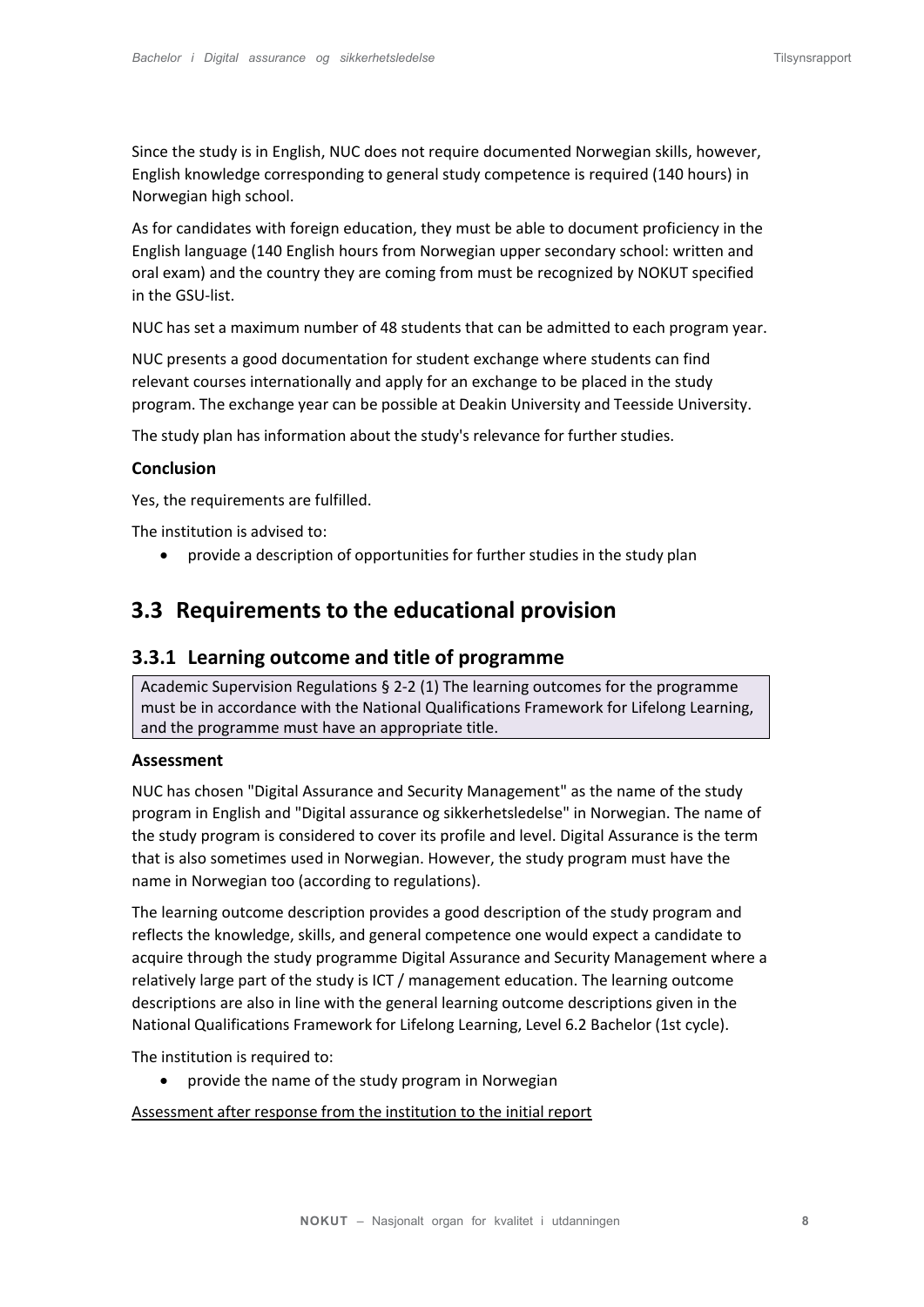Since the study is in English, NUC does not require documented Norwegian skills, however, English knowledge corresponding to general study competence is required (140 hours) in Norwegian high school.

As for candidates with foreign education, they must be able to document proficiency in the English language (140 English hours from Norwegian upper secondary school: written and oral exam) and the country they are coming from must be recognized by NOKUT specified in the GSU-list.

NUC has set a maximum number of 48 students that can be admitted to each program year.

NUC presents a good documentation for student exchange where students can find relevant courses internationally and apply for an exchange to be placed in the study program. The exchange year can be possible at Deakin University and Teesside University.

The study plan has information about the study's relevance for further studies.

**Conclusion**

Yes, the requirements are fulfilled.

The institution is advised to:

- provide a description of opportunities for further studies in the study plan

## 3.3 Requirements to the educational provision

### 3.3.1 Learning outcome and title of programme

> Academic Supervision Regulations § 2-2 (1) The learning outcomes for the programme must be in accordance with the National Qualifications Framework for Lifelong Learning, and the programme must have an appropriate title.

**Assessment**

NUC has chosen "Digital Assurance and Security Management" as the name of the study program in English and "Digital assurance og sikkerhetsledelse" in Norwegian. The name of the study program is considered to cover its profile and level. Digital Assurance is the term that is also sometimes used in Norwegian. However, the study program must have the name in Norwegian too (according to regulations).

The learning outcome description provides a good description of the study program and reflects the knowledge, skills, and general competence one would expect a candidate to acquire through the study programme Digital Assurance and Security Management where a relatively large part of the study is ICT / management education. The learning outcome descriptions are also in line with the general learning outcome descriptions given in the National Qualifications Framework for Lifelong Learning, Level 6.2 Bachelor (1st cycle).

The institution is required to:

- provide the name of the study program in Norwegian

<u>Assessment after response from the institution to the initial report</u>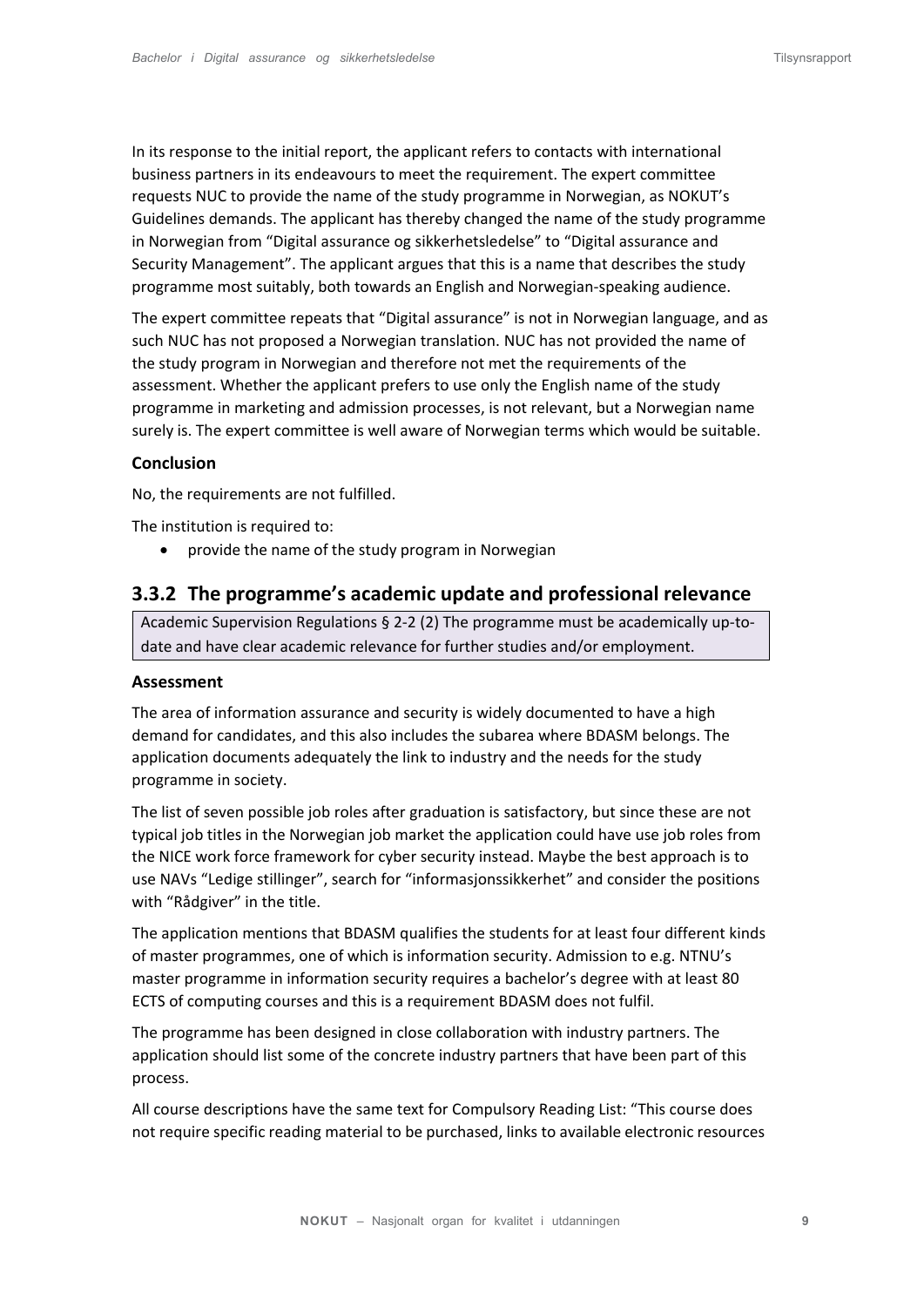In its response to the initial report, the applicant refers to contacts with international business partners in its endeavours to meet the requirement. The expert committee requests NUC to provide the name of the study programme in Norwegian, as NOKUT's Guidelines demands. The applicant has thereby changed the name of the study programme in Norwegian from "Digital assurance og sikkerhetsledelse" to "Digital assurance and Security Management". The applicant argues that this is a name that describes the study programme most suitably, both towards an English and Norwegian-speaking audience.

The expert committee repeats that "Digital assurance" is not in Norwegian language, and as such NUC has not proposed a Norwegian translation. NUC has not provided the name of the study program in Norwegian and therefore not met the requirements of the assessment. Whether the applicant prefers to use only the English name of the study programme in marketing and admission processes, is not relevant, but a Norwegian name surely is. The expert committee is well aware of Norwegian terms which would be suitable.

**Conclusion**

No, the requirements are not fulfilled.

The institution is required to:

- provide the name of the study program in Norwegian

### 3.3.2 The programme's academic update and professional relevance

Academic Supervision Regulations § 2-2 (2) The programme must be academically up-to-date and have clear academic relevance for further studies and/or employment.

**Assessment**

The area of information assurance and security is widely documented to have a high demand for candidates, and this also includes the subarea where BDASM belongs. The application documents adequately the link to industry and the needs for the study programme in society.

The list of seven possible job roles after graduation is satisfactory, but since these are not typical job titles in the Norwegian job market the application could have use job roles from the NICE work force framework for cyber security instead. Maybe the best approach is to use NAVs "Ledige stillinger", search for "informasjonssikkerhet" and consider the positions with "Rådgiver" in the title.

The application mentions that BDASM qualifies the students for at least four different kinds of master programmes, one of which is information security. Admission to e.g. NTNU's master programme in information security requires a bachelor's degree with at least 80 ECTS of computing courses and this is a requirement BDASM does not fulfil.

The programme has been designed in close collaboration with industry partners. The application should list some of the concrete industry partners that have been part of this process.

All course descriptions have the same text for Compulsory Reading List: "This course does not require specific reading material to be purchased, links to available electronic resources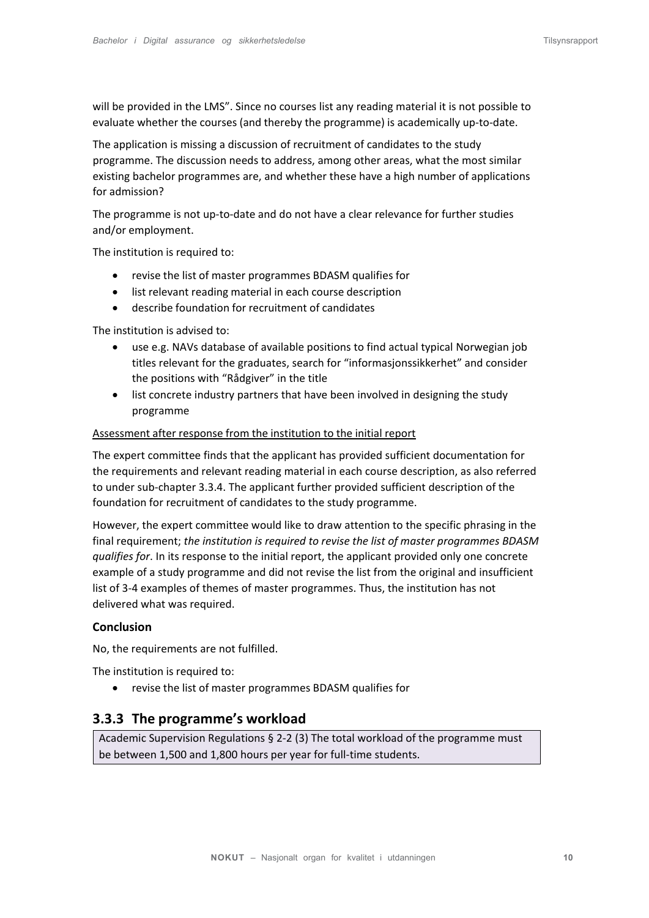will be provided in the LMS". Since no courses list any reading material it is not possible to evaluate whether the courses (and thereby the programme) is academically up-to-date.

The application is missing a discussion of recruitment of candidates to the study programme. The discussion needs to address, among other areas, what the most similar existing bachelor programmes are, and whether these have a high number of applications for admission?

The programme is not up-to-date and do not have a clear relevance for further studies and/or employment.

The institution is required to:

- revise the list of master programmes BDASM qualifies for
- list relevant reading material in each course description
- describe foundation for recruitment of candidates

The institution is advised to:

- use e.g. NAVs database of available positions to find actual typical Norwegian job titles relevant for the graduates, search for "informasjonssikkerhet" and consider the positions with "Rådgiver" in the title
- list concrete industry partners that have been involved in designing the study programme

Assessment after response from the institution to the initial report

The expert committee finds that the applicant has provided sufficient documentation for the requirements and relevant reading material in each course description, as also referred to under sub-chapter 3.3.4. The applicant further provided sufficient description of the foundation for recruitment of candidates to the study programme.

However, the expert committee would like to draw attention to the specific phrasing in the final requirement; *the institution is required to revise the list of master programmes BDASM qualifies for*. In its response to the initial report, the applicant provided only one concrete example of a study programme and did not revise the list from the original and insufficient list of 3-4 examples of themes of master programmes. Thus, the institution has not delivered what was required.

**Conclusion**

No, the requirements are not fulfilled.

The institution is required to:

- revise the list of master programmes BDASM qualifies for

### 3.3.3 The programme's workload

Academic Supervision Regulations § 2-2 (3) The total workload of the programme must be between 1,500 and 1,800 hours per year for full-time students.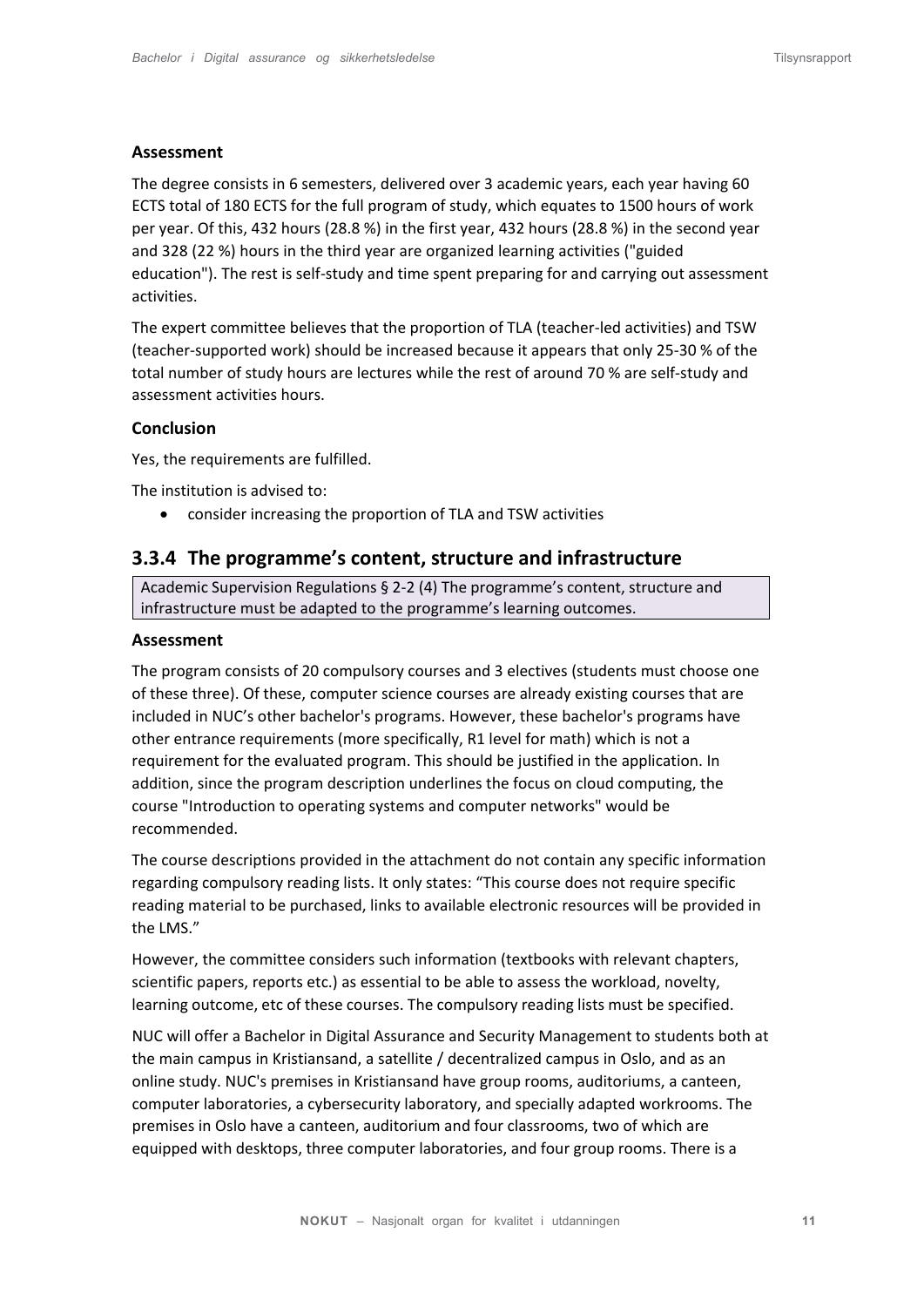#### Assessment

The degree consists in 6 semesters, delivered over 3 academic years, each year having 60 ECTS total of 180 ECTS for the full program of study, which equates to 1500 hours of work per year. Of this, 432 hours (28.8 %) in the first year, 432 hours (28.8 %) in the second year and 328 (22 %) hours in the third year are organized learning activities ("guided education"). The rest is self-study and time spent preparing for and carrying out assessment activities.

The expert committee believes that the proportion of TLA (teacher-led activities) and TSW (teacher-supported work) should be increased because it appears that only 25-30 % of the total number of study hours are lectures while the rest of around 70 % are self-study and assessment activities hours.

#### Conclusion

Yes, the requirements are fulfilled.

The institution is advised to:

- consider increasing the proportion of TLA and TSW activities

### 3.3.4 The programme's content, structure and infrastructure

Academic Supervision Regulations § 2-2 (4) The programme's content, structure and infrastructure must be adapted to the programme's learning outcomes.

#### Assessment

The program consists of 20 compulsory courses and 3 electives (students must choose one of these three). Of these, computer science courses are already existing courses that are included in NUC's other bachelor's programs. However, these bachelor's programs have other entrance requirements (more specifically, R1 level for math) which is not a requirement for the evaluated program. This should be justified in the application. In addition, since the program description underlines the focus on cloud computing, the course "Introduction to operating systems and computer networks" would be recommended.

The course descriptions provided in the attachment do not contain any specific information regarding compulsory reading lists. It only states: "This course does not require specific reading material to be purchased, links to available electronic resources will be provided in the LMS."

However, the committee considers such information (textbooks with relevant chapters, scientific papers, reports etc.) as essential to be able to assess the workload, novelty, learning outcome, etc of these courses. The compulsory reading lists must be specified.

NUC will offer a Bachelor in Digital Assurance and Security Management to students both at the main campus in Kristiansand, a satellite / decentralized campus in Oslo, and as an online study. NUC's premises in Kristiansand have group rooms, auditoriums, a canteen, computer laboratories, a cybersecurity laboratory, and specially adapted workrooms. The premises in Oslo have a canteen, auditorium and four classrooms, two of which are equipped with desktops, three computer laboratories, and four group rooms. There is a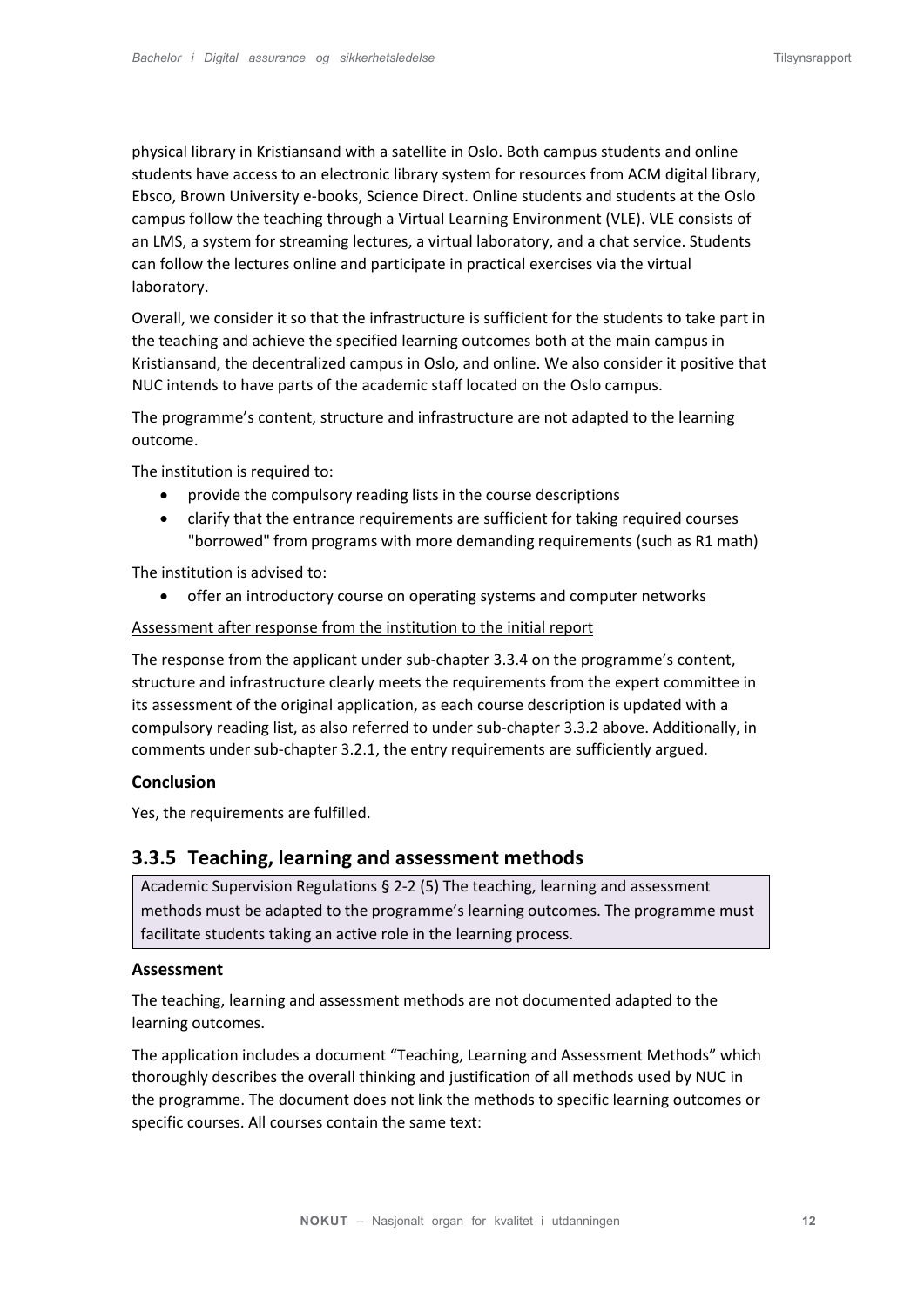physical library in Kristiansand with a satellite in Oslo. Both campus students and online students have access to an electronic library system for resources from ACM digital library, Ebsco, Brown University e-books, Science Direct. Online students and students at the Oslo campus follow the teaching through a Virtual Learning Environment (VLE). VLE consists of an LMS, a system for streaming lectures, a virtual laboratory, and a chat service. Students can follow the lectures online and participate in practical exercises via the virtual laboratory.

Overall, we consider it so that the infrastructure is sufficient for the students to take part in the teaching and achieve the specified learning outcomes both at the main campus in Kristiansand, the decentralized campus in Oslo, and online. We also consider it positive that NUC intends to have parts of the academic staff located on the Oslo campus.

The programme's content, structure and infrastructure are not adapted to the learning outcome.

The institution is required to:

- provide the compulsory reading lists in the course descriptions
- clarify that the entrance requirements are sufficient for taking required courses "borrowed" from programs with more demanding requirements (such as R1 math)

The institution is advised to:

- offer an introductory course on operating systems and computer networks

<u>Assessment after response from the institution to the initial report</u>

The response from the applicant under sub-chapter 3.3.4 on the programme's content, structure and infrastructure clearly meets the requirements from the expert committee in its assessment of the original application, as each course description is updated with a compulsory reading list, as also referred to under sub-chapter 3.3.2 above. Additionally, in comments under sub-chapter 3.2.1, the entry requirements are sufficiently argued.

**Conclusion**

Yes, the requirements are fulfilled.

### 3.3.5 Teaching, learning and assessment methods

> Academic Supervision Regulations § 2-2 (5) The teaching, learning and assessment methods must be adapted to the programme's learning outcomes. The programme must facilitate students taking an active role in the learning process.

**Assessment**

The teaching, learning and assessment methods are not documented adapted to the learning outcomes.

The application includes a document "Teaching, Learning and Assessment Methods" which thoroughly describes the overall thinking and justification of all methods used by NUC in the programme. The document does not link the methods to specific learning outcomes or specific courses. All courses contain the same text: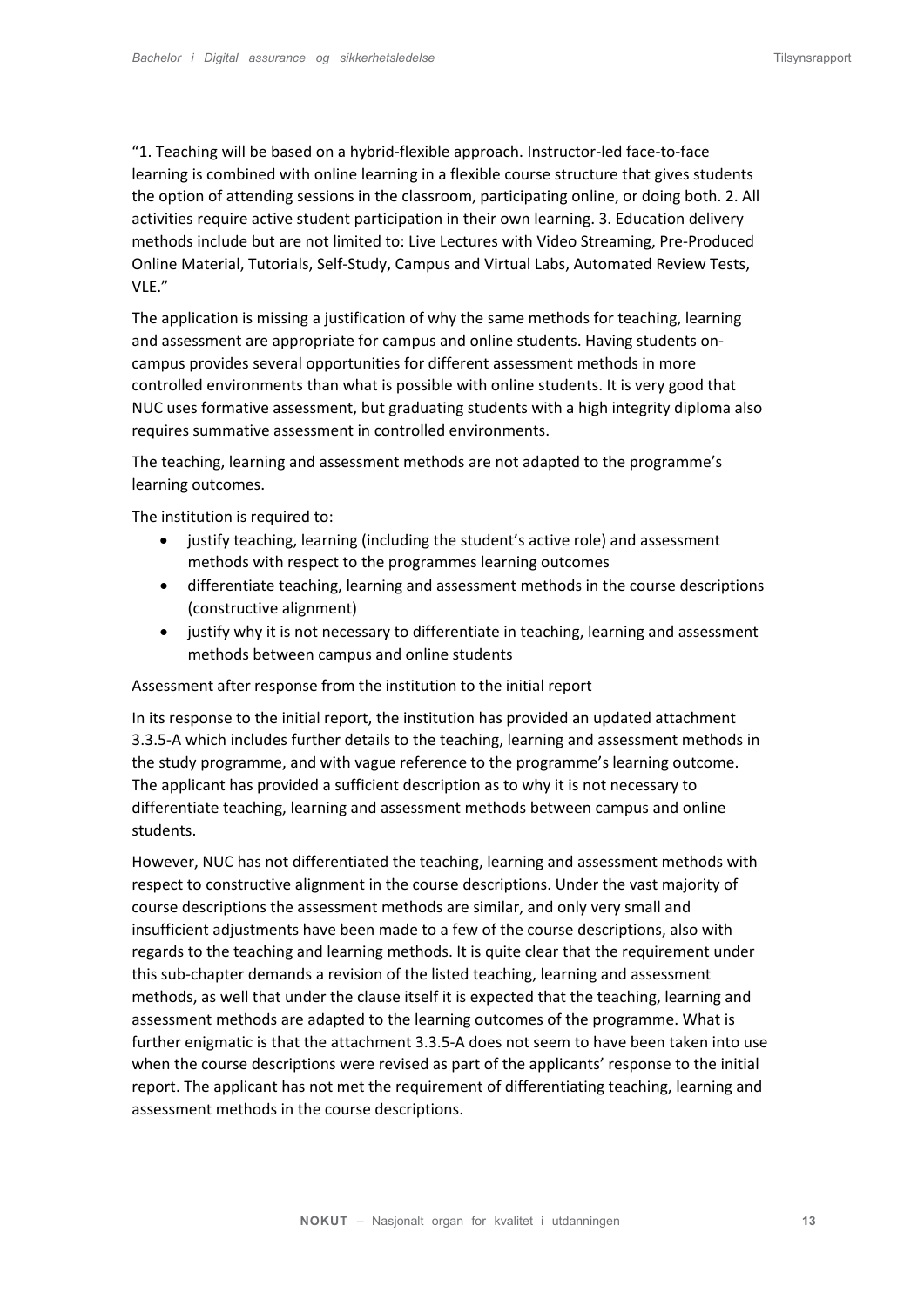"1. Teaching will be based on a hybrid-flexible approach. Instructor-led face-to-face learning is combined with online learning in a flexible course structure that gives students the option of attending sessions in the classroom, participating online, or doing both. 2. All activities require active student participation in their own learning. 3. Education delivery methods include but are not limited to: Live Lectures with Video Streaming, Pre-Produced Online Material, Tutorials, Self-Study, Campus and Virtual Labs, Automated Review Tests, VLE."

The application is missing a justification of why the same methods for teaching, learning and assessment are appropriate for campus and online students. Having students on-campus provides several opportunities for different assessment methods in more controlled environments than what is possible with online students. It is very good that NUC uses formative assessment, but graduating students with a high integrity diploma also requires summative assessment in controlled environments.

The teaching, learning and assessment methods are not adapted to the programme's learning outcomes.

The institution is required to:

- justify teaching, learning (including the student's active role) and assessment methods with respect to the programmes learning outcomes
- differentiate teaching, learning and assessment methods in the course descriptions (constructive alignment)
- justify why it is not necessary to differentiate in teaching, learning and assessment methods between campus and online students

<u>Assessment after response from the institution to the initial report</u>

In its response to the initial report, the institution has provided an updated attachment 3.3.5-A which includes further details to the teaching, learning and assessment methods in the study programme, and with vague reference to the programme's learning outcome. The applicant has provided a sufficient description as to why it is not necessary to differentiate teaching, learning and assessment methods between campus and online students.

However, NUC has not differentiated the teaching, learning and assessment methods with respect to constructive alignment in the course descriptions. Under the vast majority of course descriptions the assessment methods are similar, and only very small and insufficient adjustments have been made to a few of the course descriptions, also with regards to the teaching and learning methods. It is quite clear that the requirement under this sub-chapter demands a revision of the listed teaching, learning and assessment methods, as well that under the clause itself it is expected that the teaching, learning and assessment methods are adapted to the learning outcomes of the programme. What is further enigmatic is that the attachment 3.3.5-A does not seem to have been taken into use when the course descriptions were revised as part of the applicants' response to the initial report. The applicant has not met the requirement of differentiating teaching, learning and assessment methods in the course descriptions.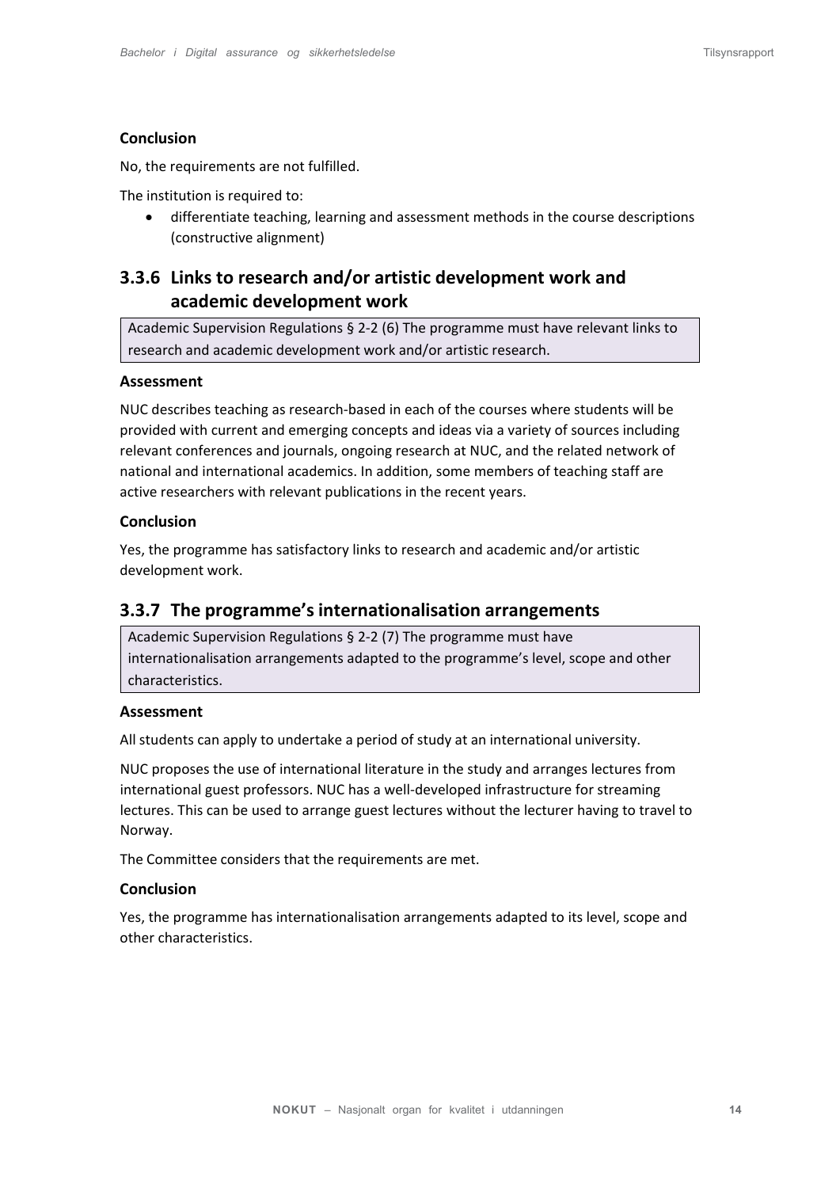**Conclusion**

No, the requirements are not fulfilled.

The institution is required to:

- differentiate teaching, learning and assessment methods in the course descriptions (constructive alignment)

### 3.3.6 Links to research and/or artistic development work and academic development work

Academic Supervision Regulations § 2-2 (6) The programme must have relevant links to research and academic development work and/or artistic research.

**Assessment**

NUC describes teaching as research-based in each of the courses where students will be provided with current and emerging concepts and ideas via a variety of sources including relevant conferences and journals, ongoing research at NUC, and the related network of national and international academics. In addition, some members of teaching staff are active researchers with relevant publications in the recent years.

**Conclusion**

Yes, the programme has satisfactory links to research and academic and/or artistic development work.

### 3.3.7 The programme's internationalisation arrangements

Academic Supervision Regulations § 2-2 (7) The programme must have internationalisation arrangements adapted to the programme's level, scope and other characteristics.

**Assessment**

All students can apply to undertake a period of study at an international university.

NUC proposes the use of international literature in the study and arranges lectures from international guest professors. NUC has a well-developed infrastructure for streaming lectures. This can be used to arrange guest lectures without the lecturer having to travel to Norway.

The Committee considers that the requirements are met.

**Conclusion**

Yes, the programme has internationalisation arrangements adapted to its level, scope and other characteristics.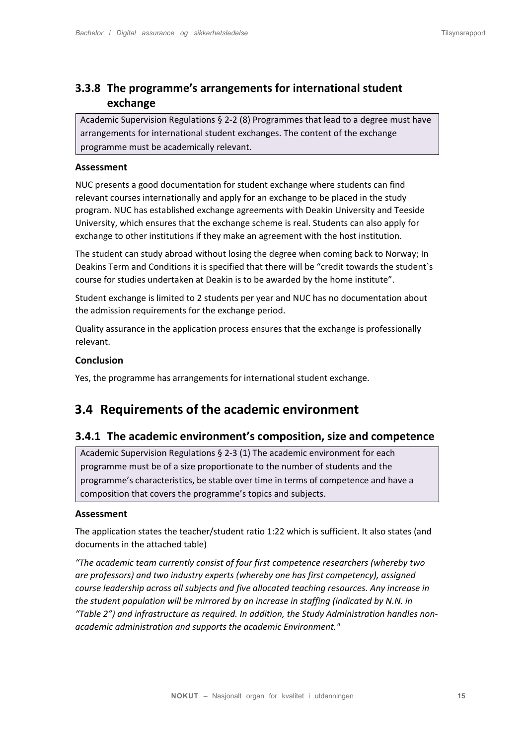### 3.3.8 The programme's arrangements for international student exchange

> Academic Supervision Regulations § 2-2 (8) Programmes that lead to a degree must have arrangements for international student exchanges. The content of the exchange programme must be academically relevant.

**Assessment**

NUC presents a good documentation for student exchange where students can find relevant courses internationally and apply for an exchange to be placed in the study program. NUC has established exchange agreements with Deakin University and Teeside University, which ensures that the exchange scheme is real. Students can also apply for exchange to other institutions if they make an agreement with the host institution.

The student can study abroad without losing the degree when coming back to Norway; In Deakins Term and Conditions it is specified that there will be "credit towards the student`s course for studies undertaken at Deakin is to be awarded by the home institute".

Student exchange is limited to 2 students per year and NUC has no documentation about the admission requirements for the exchange period.

Quality assurance in the application process ensures that the exchange is professionally relevant.

**Conclusion**

Yes, the programme has arrangements for international student exchange.

## 3.4 Requirements of the academic environment

### 3.4.1 The academic environment's composition, size and competence

> Academic Supervision Regulations § 2-3 (1) The academic environment for each programme must be of a size proportionate to the number of students and the programme's characteristics, be stable over time in terms of competence and have a composition that covers the programme's topics and subjects.

**Assessment**

The application states the teacher/student ratio 1:22 which is sufficient. It also states (and documents in the attached table)

*"The academic team currently consist of four first competence researchers (whereby two are professors) and two industry experts (whereby one has first competency), assigned course leadership across all subjects and five allocated teaching resources. Any increase in the student population will be mirrored by an increase in staffing (indicated by N.N. in "Table 2") and infrastructure as required. In addition, the Study Administration handles non-academic administration and supports the academic Environment."*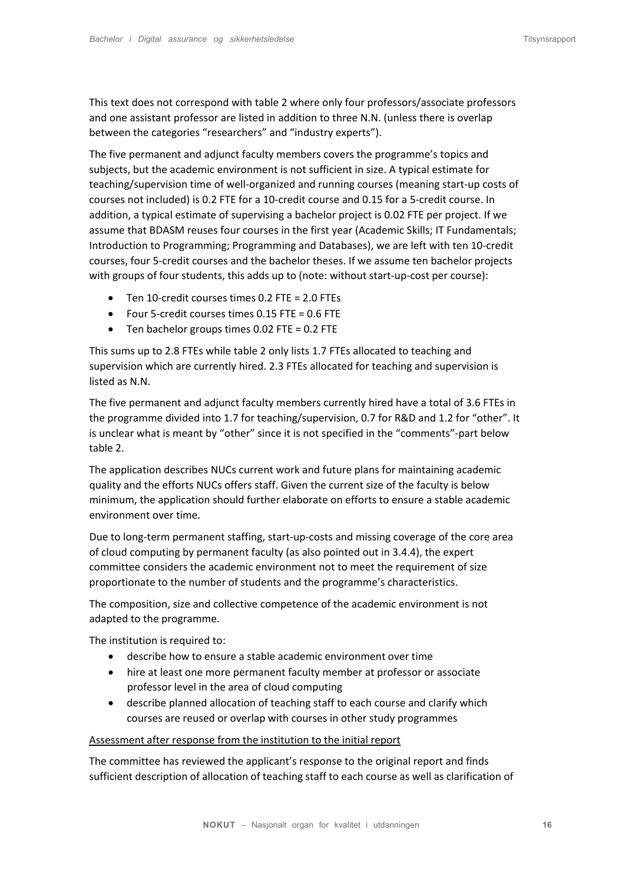This text does not correspond with table 2 where only four professors/associate professors and one assistant professor are listed in addition to three N.N. (unless there is overlap between the categories "researchers" and "industry experts").

The five permanent and adjunct faculty members covers the programme's topics and subjects, but the academic environment is not sufficient in size. A typical estimate for teaching/supervision time of well-organized and running courses (meaning start-up costs of courses not included) is 0.2 FTE for a 10-credit course and 0.15 for a 5-credit course. In addition, a typical estimate of supervising a bachelor project is 0.02 FTE per project. If we assume that BDASM reuses four courses in the first year (Academic Skills; IT Fundamentals; Introduction to Programming; Programming and Databases), we are left with ten 10-credit courses, four 5-credit courses and the bachelor theses. If we assume ten bachelor projects with groups of four students, this adds up to (note: without start-up-cost per course):

- Ten 10-credit courses times 0.2 FTE = 2.0 FTEs
- Four 5-credit courses times 0.15 FTE = 0.6 FTE
- Ten bachelor groups times 0.02 FTE = 0.2 FTE

This sums up to 2.8 FTEs while table 2 only lists 1.7 FTEs allocated to teaching and supervision which are currently hired. 2.3 FTEs allocated for teaching and supervision is listed as N.N.

The five permanent and adjunct faculty members currently hired have a total of 3.6 FTEs in the programme divided into 1.7 for teaching/supervision, 0.7 for R&D and 1.2 for "other". It is unclear what is meant by "other" since it is not specified in the "comments"-part below table 2.

The application describes NUCs current work and future plans for maintaining academic quality and the efforts NUCs offers staff. Given the current size of the faculty is below minimum, the application should further elaborate on efforts to ensure a stable academic environment over time.

Due to long-term permanent staffing, start-up-costs and missing coverage of the core area of cloud computing by permanent faculty (as also pointed out in 3.4.4), the expert committee considers the academic environment not to meet the requirement of size proportionate to the number of students and the programme's characteristics.

The composition, size and collective competence of the academic environment is not adapted to the programme.

The institution is required to:

- describe how to ensure a stable academic environment over time
- hire at least one more permanent faculty member at professor or associate professor level in the area of cloud computing
- describe planned allocation of teaching staff to each course and clarify which courses are reused or overlap with courses in other study programmes

<u>Assessment after response from the institution to the initial report</u>

The committee has reviewed the applicant's response to the original report and finds sufficient description of allocation of teaching staff to each course as well as clarification of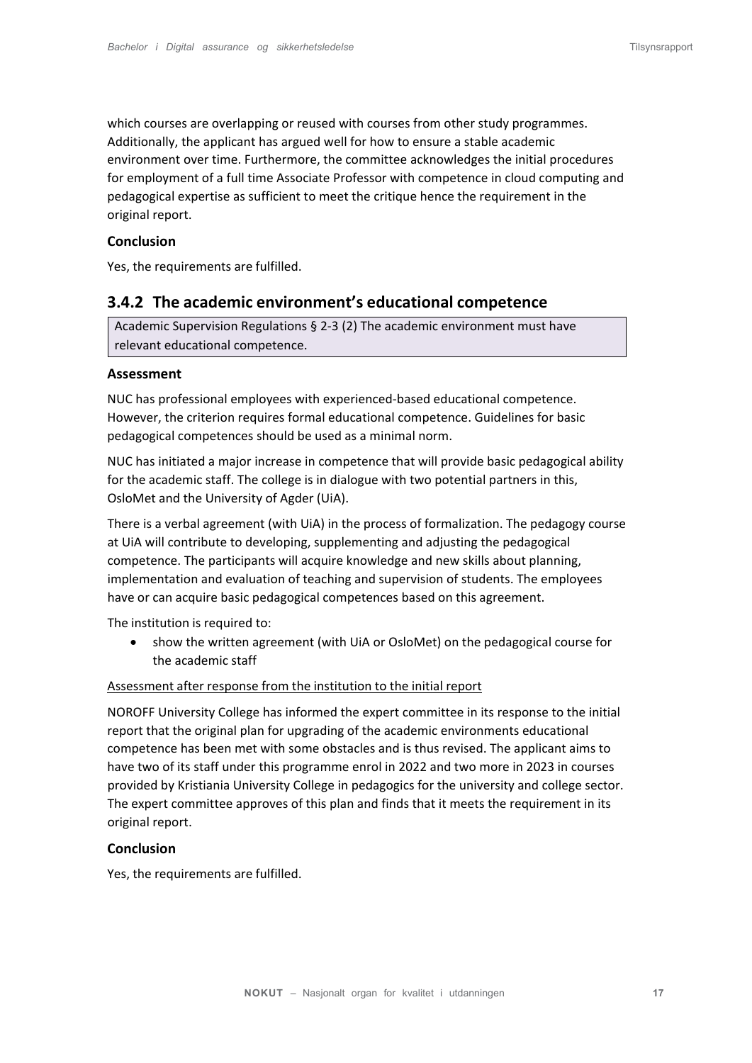which courses are overlapping or reused with courses from other study programmes. Additionally, the applicant has argued well for how to ensure a stable academic environment over time. Furthermore, the committee acknowledges the initial procedures for employment of a full time Associate Professor with competence in cloud computing and pedagogical expertise as sufficient to meet the critique hence the requirement in the original report.

### Conclusion

Yes, the requirements are fulfilled.

## 3.4.2 The academic environment's educational competence

> Academic Supervision Regulations § 2-3 (2) The academic environment must have relevant educational competence.

### Assessment

NUC has professional employees with experienced-based educational competence. However, the criterion requires formal educational competence. Guidelines for basic pedagogical competences should be used as a minimal norm.

NUC has initiated a major increase in competence that will provide basic pedagogical ability for the academic staff. The college is in dialogue with two potential partners in this, OsloMet and the University of Agder (UiA).

There is a verbal agreement (with UiA) in the process of formalization. The pedagogy course at UiA will contribute to developing, supplementing and adjusting the pedagogical competence. The participants will acquire knowledge and new skills about planning, implementation and evaluation of teaching and supervision of students. The employees have or can acquire basic pedagogical competences based on this agreement.

The institution is required to:

- show the written agreement (with UiA or OsloMet) on the pedagogical course for the academic staff

<u>Assessment after response from the institution to the initial report</u>

NOROFF University College has informed the expert committee in its response to the initial report that the original plan for upgrading of the academic environments educational competence has been met with some obstacles and is thus revised. The applicant aims to have two of its staff under this programme enrol in 2022 and two more in 2023 in courses provided by Kristiania University College in pedagogics for the university and college sector. The expert committee approves of this plan and finds that it meets the requirement in its original report.

### Conclusion

Yes, the requirements are fulfilled.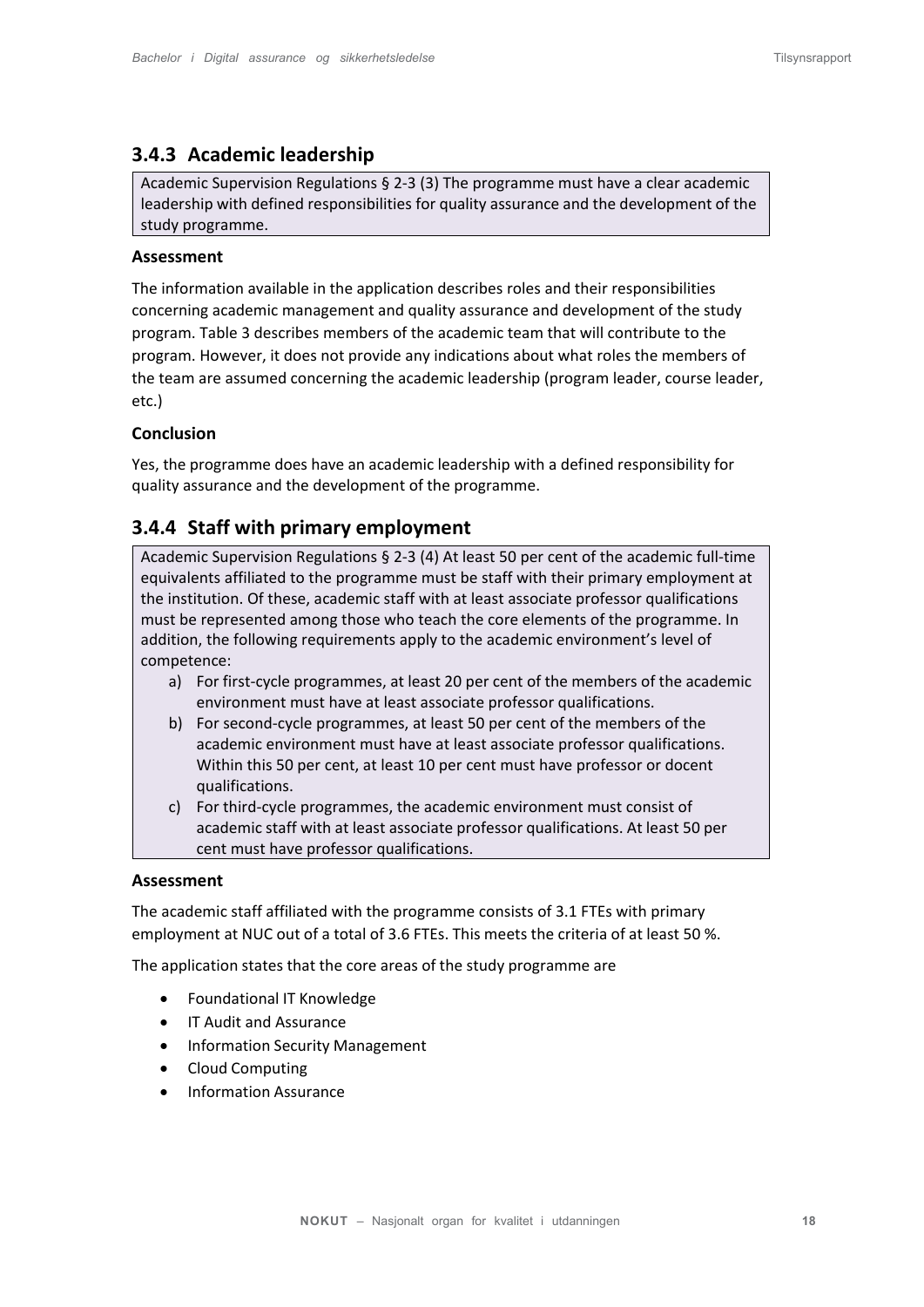### 3.4.3 Academic leadership

> Academic Supervision Regulations § 2-3 (3) The programme must have a clear academic leadership with defined responsibilities for quality assurance and the development of the study programme.

#### Assessment

The information available in the application describes roles and their responsibilities concerning academic management and quality assurance and development of the study program. Table 3 describes members of the academic team that will contribute to the program. However, it does not provide any indications about what roles the members of the team are assumed concerning the academic leadership (program leader, course leader, etc.)

#### Conclusion

Yes, the programme does have an academic leadership with a defined responsibility for quality assurance and the development of the programme.

### 3.4.4 Staff with primary employment

> Academic Supervision Regulations § 2-3 (4) At least 50 per cent of the academic full-time equivalents affiliated to the programme must be staff with their primary employment at the institution. Of these, academic staff with at least associate professor qualifications must be represented among those who teach the core elements of the programme. In addition, the following requirements apply to the academic environment's level of competence:
>
> a) For first-cycle programmes, at least 20 per cent of the members of the academic environment must have at least associate professor qualifications.
> b) For second-cycle programmes, at least 50 per cent of the members of the academic environment must have at least associate professor qualifications. Within this 50 per cent, at least 10 per cent must have professor or docent qualifications.
> c) For third-cycle programmes, the academic environment must consist of academic staff with at least associate professor qualifications. At least 50 per cent must have professor qualifications.

#### Assessment

The academic staff affiliated with the programme consists of 3.1 FTEs with primary employment at NUC out of a total of 3.6 FTEs. This meets the criteria of at least 50 %.

The application states that the core areas of the study programme are

- Foundational IT Knowledge
- IT Audit and Assurance
- Information Security Management
- Cloud Computing
- Information Assurance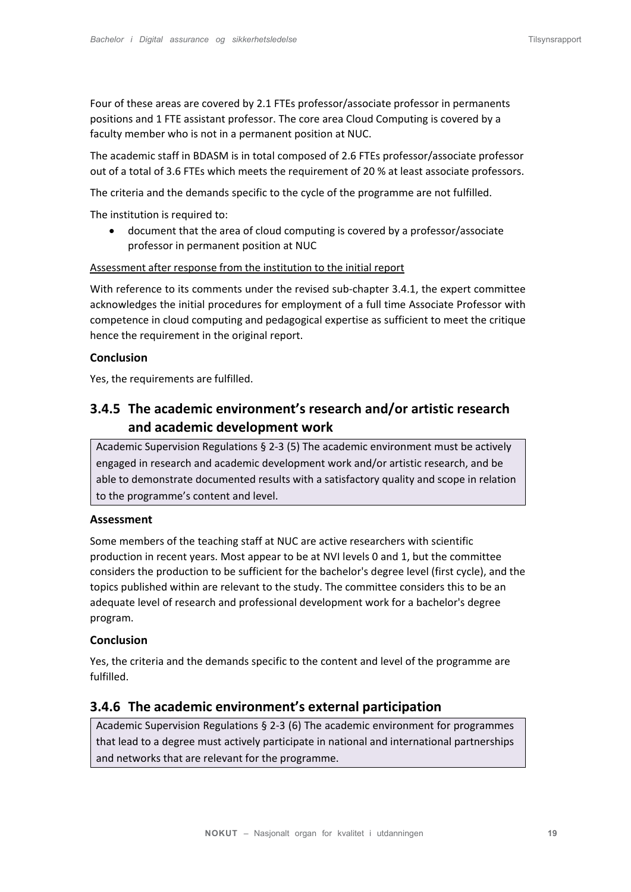Four of these areas are covered by 2.1 FTEs professor/associate professor in permanents positions and 1 FTE assistant professor. The core area Cloud Computing is covered by a faculty member who is not in a permanent position at NUC.

The academic staff in BDASM is in total composed of 2.6 FTEs professor/associate professor out of a total of 3.6 FTEs which meets the requirement of 20 % at least associate professors.

The criteria and the demands specific to the cycle of the programme are not fulfilled.

The institution is required to:

- document that the area of cloud computing is covered by a professor/associate professor in permanent position at NUC

<u>Assessment after response from the institution to the initial report</u>

With reference to its comments under the revised sub-chapter 3.4.1, the expert committee acknowledges the initial procedures for employment of a full time Associate Professor with competence in cloud computing and pedagogical expertise as sufficient to meet the critique hence the requirement in the original report.

**Conclusion**

Yes, the requirements are fulfilled.

### 3.4.5 The academic environment's research and/or artistic research and academic development work

> Academic Supervision Regulations § 2-3 (5) The academic environment must be actively engaged in research and academic development work and/or artistic research, and be able to demonstrate documented results with a satisfactory quality and scope in relation to the programme's content and level.

**Assessment**

Some members of the teaching staff at NUC are active researchers with scientific production in recent years. Most appear to be at NVI levels 0 and 1, but the committee considers the production to be sufficient for the bachelor's degree level (first cycle), and the topics published within are relevant to the study. The committee considers this to be an adequate level of research and professional development work for a bachelor's degree program.

**Conclusion**

Yes, the criteria and the demands specific to the content and level of the programme are fulfilled.

### 3.4.6 The academic environment's external participation

> Academic Supervision Regulations § 2-3 (6) The academic environment for programmes that lead to a degree must actively participate in national and international partnerships and networks that are relevant for the programme.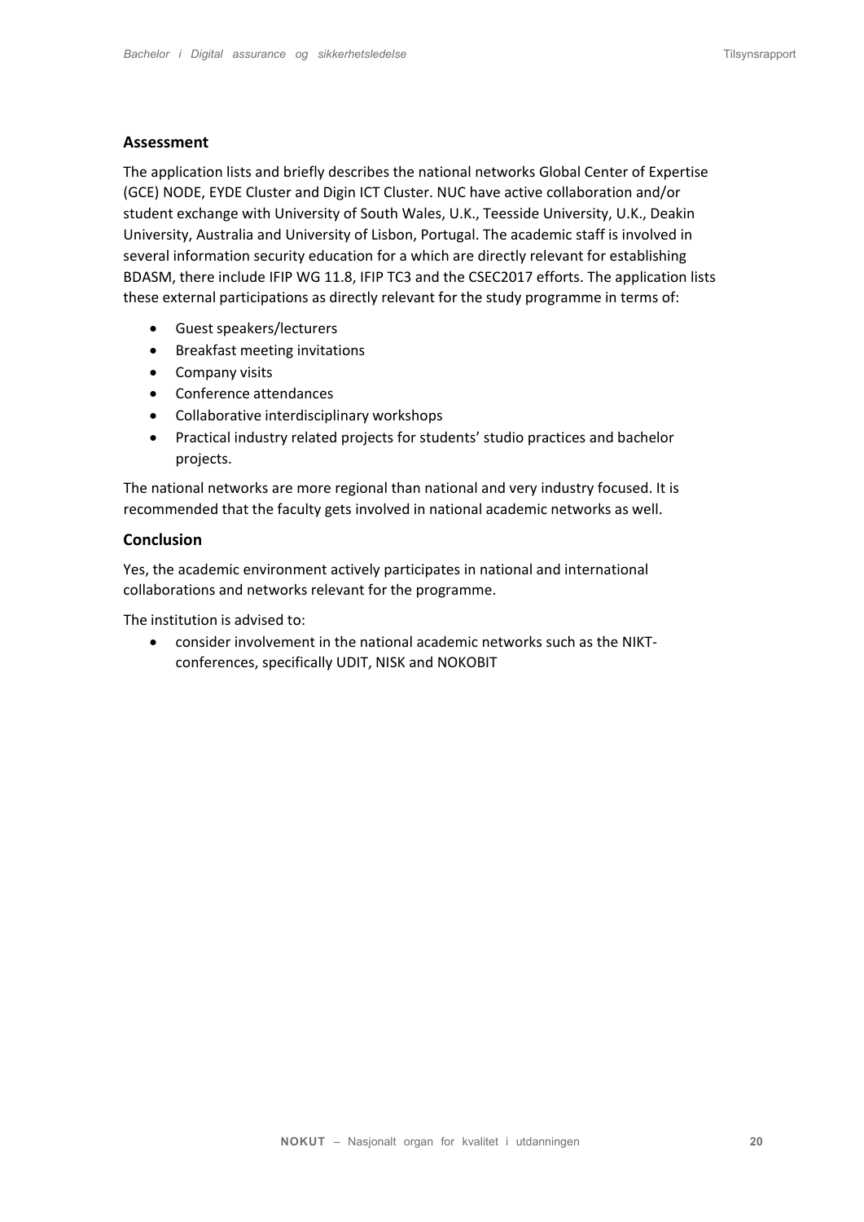### Assessment

The application lists and briefly describes the national networks Global Center of Expertise (GCE) NODE, EYDE Cluster and Digin ICT Cluster. NUC have active collaboration and/or student exchange with University of South Wales, U.K., Teesside University, U.K., Deakin University, Australia and University of Lisbon, Portugal. The academic staff is involved in several information security education for a which are directly relevant for establishing BDASM, there include IFIP WG 11.8, IFIP TC3 and the CSEC2017 efforts. The application lists these external participations as directly relevant for the study programme in terms of:

- Guest speakers/lecturers
- Breakfast meeting invitations
- Company visits
- Conference attendances
- Collaborative interdisciplinary workshops
- Practical industry related projects for students' studio practices and bachelor projects.

The national networks are more regional than national and very industry focused. It is recommended that the faculty gets involved in national academic networks as well.

### Conclusion

Yes, the academic environment actively participates in national and international collaborations and networks relevant for the programme.

The institution is advised to:

- consider involvement in the national academic networks such as the NIKT-conferences, specifically UDIT, NISK and NOKOBIT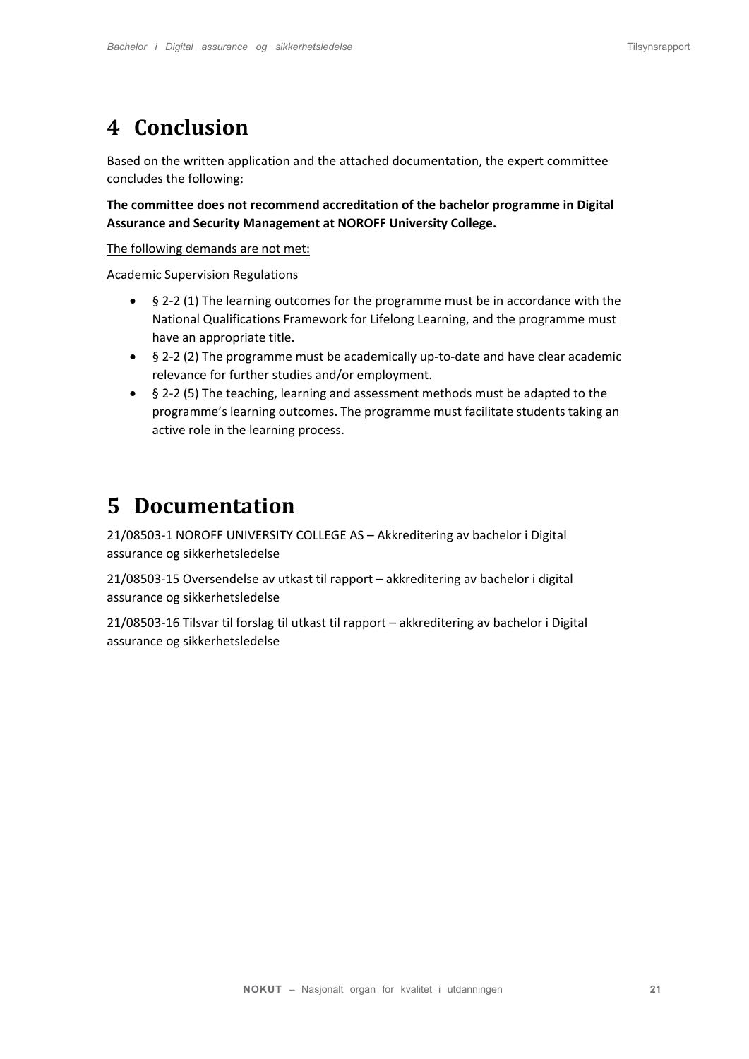# 4 Conclusion

Based on the written application and the attached documentation, the expert committee concludes the following:

**The committee does not recommend accreditation of the bachelor programme in Digital Assurance and Security Management at NOROFF University College.**

<u>The following demands are not met:</u>

Academic Supervision Regulations

- § 2-2 (1) The learning outcomes for the programme must be in accordance with the National Qualifications Framework for Lifelong Learning, and the programme must have an appropriate title.
- § 2-2 (2) The programme must be academically up-to-date and have clear academic relevance for further studies and/or employment.
- § 2-2 (5) The teaching, learning and assessment methods must be adapted to the programme's learning outcomes. The programme must facilitate students taking an active role in the learning process.

# 5 Documentation

21/08503-1 NOROFF UNIVERSITY COLLEGE AS – Akkreditering av bachelor i Digital assurance og sikkerhetsledelse

21/08503-15 Oversendelse av utkast til rapport – akkreditering av bachelor i digital assurance og sikkerhetsledelse

21/08503-16 Tilsvar til forslag til utkast til rapport – akkreditering av bachelor i Digital assurance og sikkerhetsledelse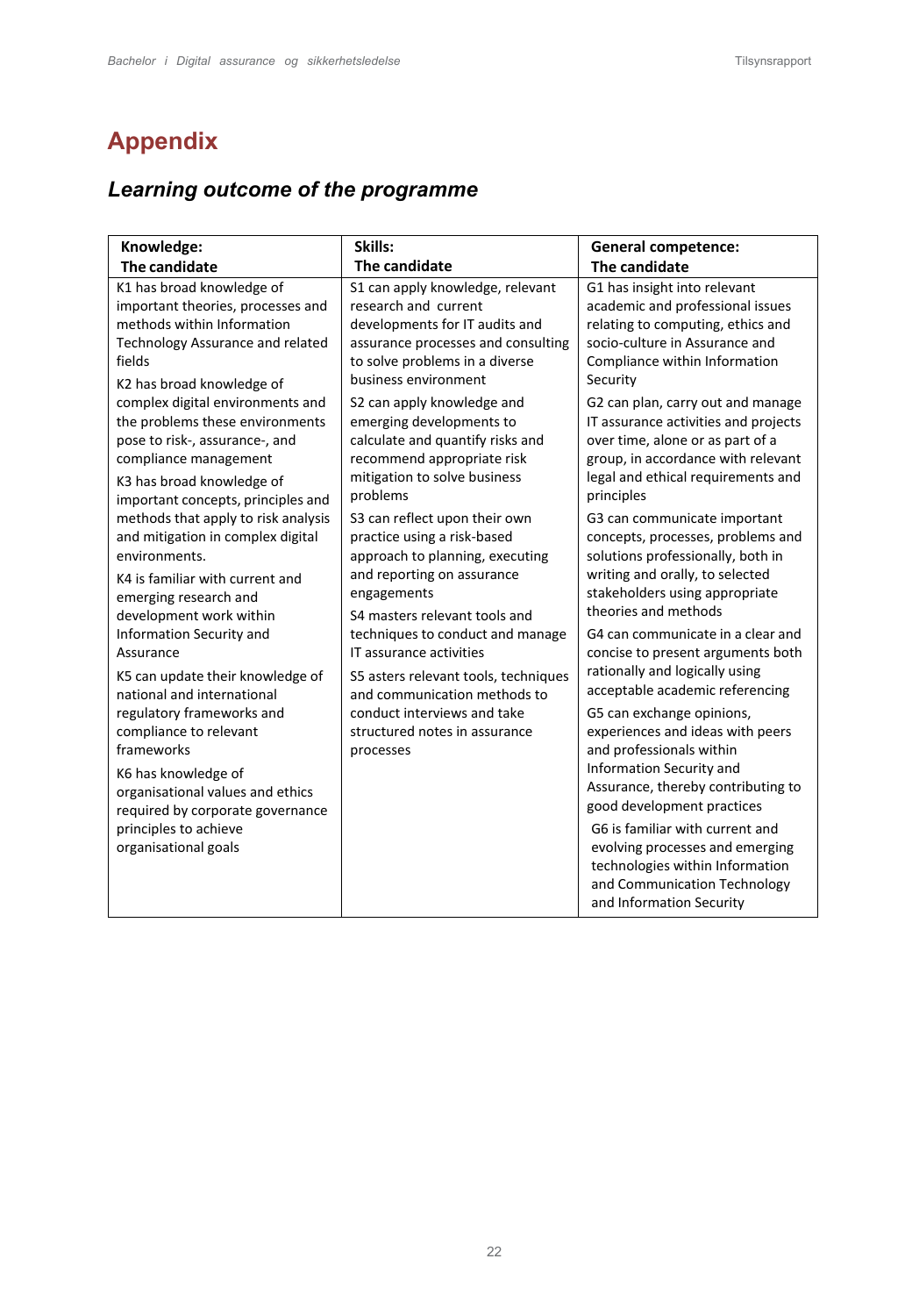# Appendix

## *Learning outcome of the programme*

| Knowledge: The candidate | Skills: The candidate | General competence: The candidate |
|---|---|---|
| K1 has broad knowledge of important theories, processes and methods within Information Technology Assurance and related fields<br><br>K2 has broad knowledge of complex digital environments and the problems these environments pose to risk-, assurance-, and compliance management<br><br>K3 has broad knowledge of important concepts, principles and methods that apply to risk analysis and mitigation in complex digital environments.<br><br>K4 is familiar with current and emerging research and development work within Information Security and Assurance<br><br>K5 can update their knowledge of national and international regulatory frameworks and compliance to relevant frameworks<br><br>K6 has knowledge of organisational values and ethics required by corporate governance principles to achieve organisational goals | S1 can apply knowledge, relevant research and current developments for IT audits and assurance processes and consulting to solve problems in a diverse business environment<br><br>S2 can apply knowledge and emerging developments to calculate and quantify risks and recommend appropriate risk mitigation to solve business problems<br><br>S3 can reflect upon their own practice using a risk-based approach to planning, executing and reporting on assurance engagements<br><br>S4 masters relevant tools and techniques to conduct and manage IT assurance activities<br><br>S5 asters relevant tools, techniques and communication methods to conduct interviews and take structured notes in assurance processes | G1 has insight into relevant academic and professional issues relating to computing, ethics and socio-culture in Assurance and Compliance within Information Security<br><br>G2 can plan, carry out and manage IT assurance activities and projects over time, alone or as part of a group, in accordance with relevant legal and ethical requirements and principles<br><br>G3 can communicate important concepts, processes, problems and solutions professionally, both in writing and orally, to selected stakeholders using appropriate theories and methods<br><br>G4 can communicate in a clear and concise to present arguments both rationally and logically using acceptable academic referencing<br><br>G5 can exchange opinions, experiences and ideas with peers and professionals within Information Security and Assurance, thereby contributing to good development practices<br><br>G6 is familiar with current and evolving processes and emerging technologies within Information and Communication Technology and Information Security |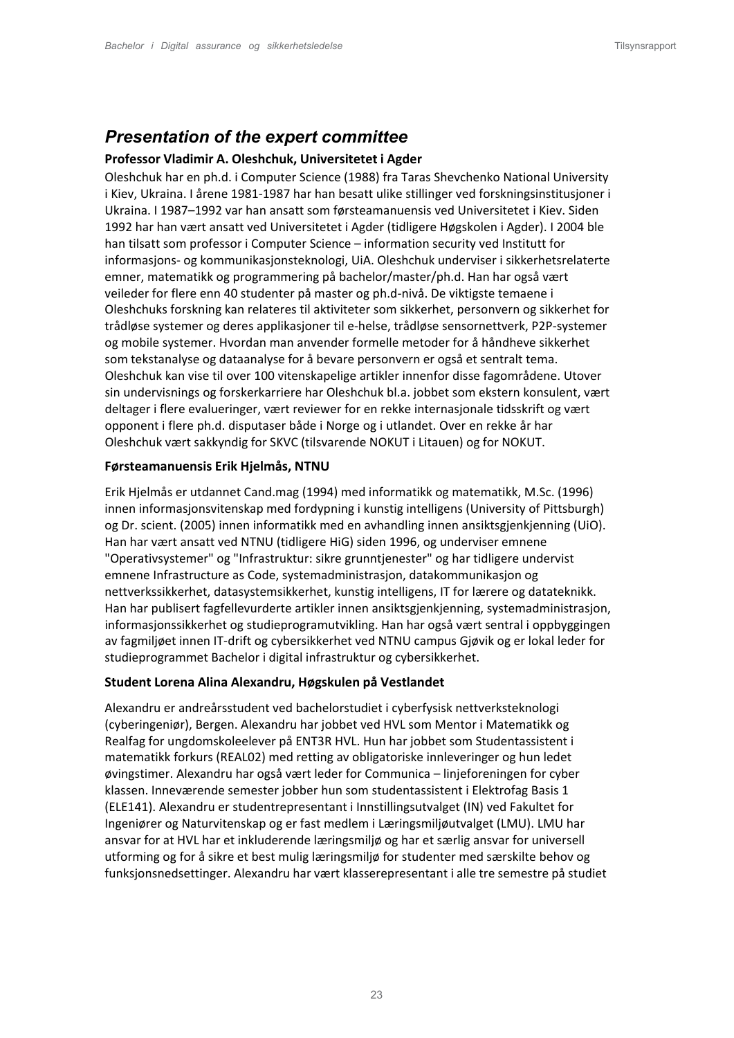## *Presentation of the expert committee*

### Professor Vladimir A. Oleshchuk, Universitetet i Agder

Oleshchuk har en ph.d. i Computer Science (1988) fra Taras Shevchenko National University i Kiev, Ukraina. I årene 1981-1987 har han besatt ulike stillinger ved forskningsinstitusjoner i Ukraina. I 1987–1992 var han ansatt som førsteamanuensis ved Universitetet i Kiev. Siden 1992 har han vært ansatt ved Universitetet i Agder (tidligere Høgskolen i Agder). I 2004 ble han tilsatt som professor i Computer Science – information security ved Institutt for informasjons- og kommunikasjonsteknologi, UiA. Oleshchuk underviser i sikkerhetsrelaterte emner, matematikk og programmering på bachelor/master/ph.d. Han har også vært veileder for flere enn 40 studenter på master og ph.d-nivå. De viktigste temaene i Oleshchuks forskning kan relateres til aktiviteter som sikkerhet, personvern og sikkerhet for trådløse systemer og deres applikasjoner til e-helse, trådløse sensornettverk, P2P-systemer og mobile systemer. Hvordan man anvender formelle metoder for å håndheve sikkerhet som tekstanalyse og dataanalyse for å bevare personvern er også et sentralt tema. Oleshchuk kan vise til over 100 vitenskapelige artikler innenfor disse fagområdene. Utover sin undervisnings og forskerkarriere har Oleshchuk bl.a. jobbet som ekstern konsulent, vært deltager i flere evalueringer, vært reviewer for en rekke internasjonale tidsskrift og vært opponent i flere ph.d. disputaser både i Norge og i utlandet. Over en rekke år har Oleshchuk vært sakkyndig for SKVC (tilsvarende NOKUT i Litauen) og for NOKUT.

### Førsteamanuensis Erik Hjelmås, NTNU

Erik Hjelmås er utdannet Cand.mag (1994) med informatikk og matematikk, M.Sc. (1996) innen informasjonsvitenskap med fordypning i kunstig intelligens (University of Pittsburgh) og Dr. scient. (2005) innen informatikk med en avhandling innen ansiktsgjenkjenning (UiO). Han har vært ansatt ved NTNU (tidligere HiG) siden 1996, og underviser emnene "Operativsystemer" og "Infrastruktur: sikre grunntjenester" og har tidligere undervist emnene Infrastructure as Code, systemadministrasjon, datakommunikasjon og nettverkssikkerhet, datasystemsikkerhet, kunstig intelligens, IT for lærere og datateknikk. Han har publisert fagfellevurderte artikler innen ansiktsgjenkjenning, systemadministrasjon, informasjonssikkerhet og studieprogramutvikling. Han har også vært sentral i oppbyggingen av fagmiljøet innen IT-drift og cybersikkerhet ved NTNU campus Gjøvik og er lokal leder for studieprogrammet Bachelor i digital infrastruktur og cybersikkerhet.

### Student Lorena Alina Alexandru, Høgskulen på Vestlandet

Alexandru er andreårsstudent ved bachelorstudiet i cyberfysisk nettverksteknologi (cyberingeniør), Bergen. Alexandru har jobbet ved HVL som Mentor i Matematikk og Realfag for ungdomskoleelever på ENT3R HVL. Hun har jobbet som Studentassistent i matematikk forkurs (REAL02) med retting av obligatoriske innleveringer og hun ledet øvingstimer. Alexandru har også vært leder for Communica – linjeforeningen for cyber klassen. Inneværende semester jobber hun som studentassistent i Elektrofag Basis 1 (ELE141). Alexandru er studentrepresentant i Innstillingsutvalget (IN) ved Fakultet for Ingeniører og Naturvitenskap og er fast medlem i Læringsmiljøutvalget (LMU). LMU har ansvar for at HVL har et inkluderende læringsmiljø og har et særlig ansvar for universell utforming og for å sikre et best mulig læringsmiljø for studenter med særskilte behov og funksjonsnedsettinger. Alexandru har vært klasserepresentant i alle tre semestre på studiet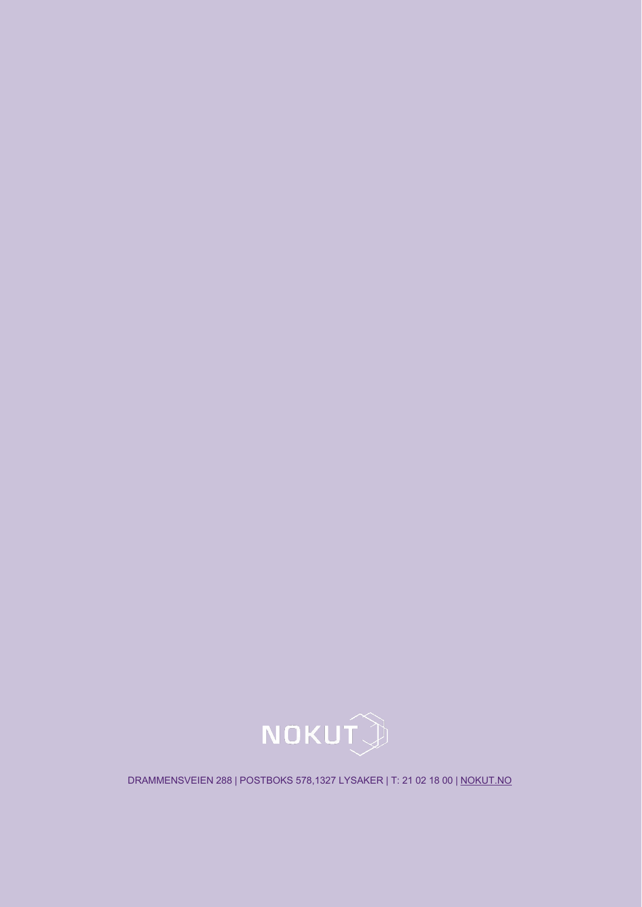NOKUT

DRAMMENSVEIEN 288 | POSTBOKS 578,1327 LYSAKER | T: 21 02 18 00 | NOKUT.NO